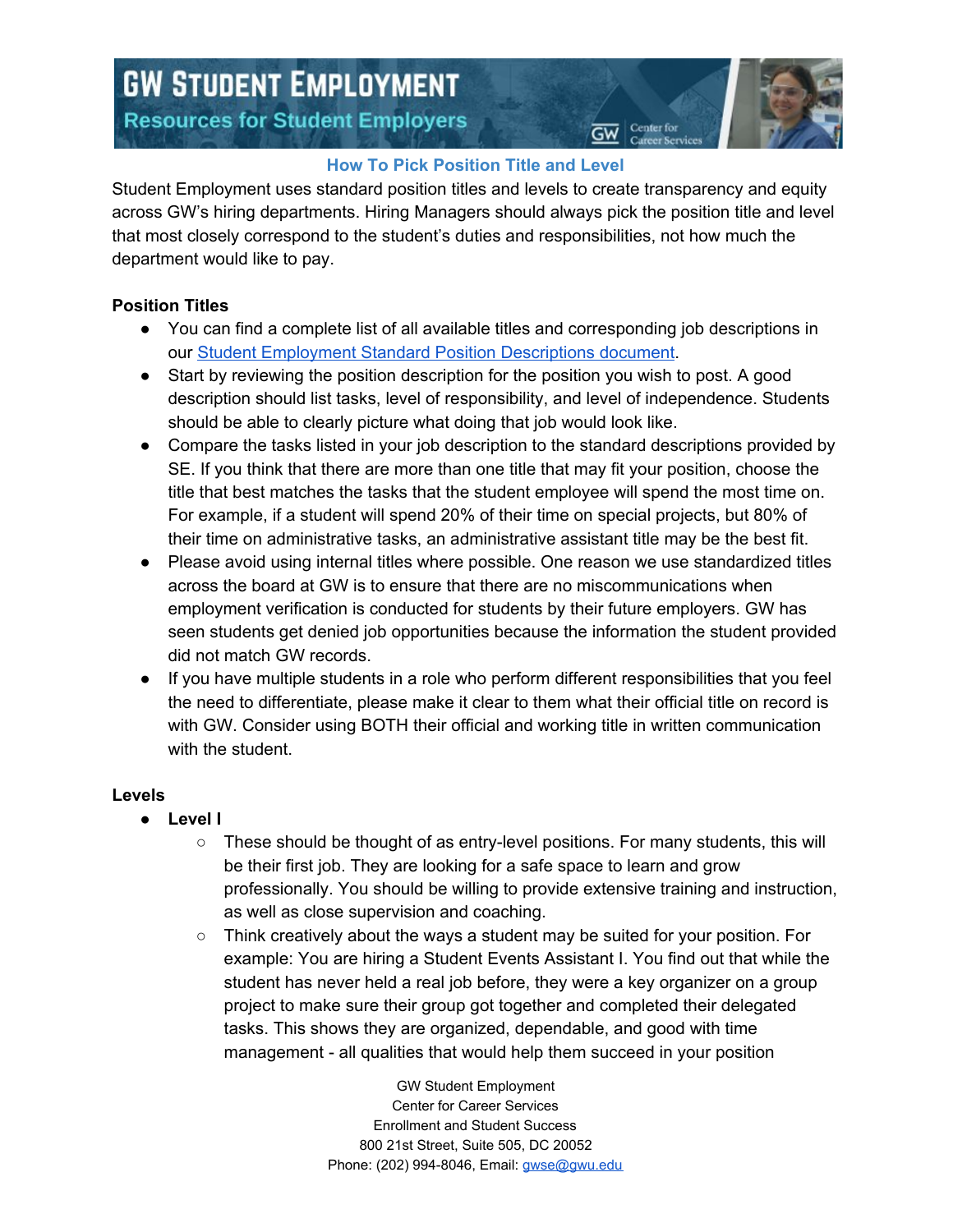# GW Student Employment

## Resources for Student Employers

### How To Pick Position Title and Level

Student Employment uses standard position titles and levels to create transparency and equity across GW's hiring departments. Hiring Managers should always pick the position title and level that most closely correspond to the student's duties and responsibilities, not how much the department would like to pay.

**Position Titles**

- You can find a complete list of all available titles and corresponding job descriptions in our Student Employment Standard Position Descriptions document.
- Start by reviewing the position description for the position you wish to post. A good description should list tasks, level of responsibility, and level of independence. Students should be able to clearly picture what doing that job would look like.
- Compare the tasks listed in your job description to the standard descriptions provided by SE. If you think that there are more than one title that may fit your position, choose the title that best matches the tasks that the student employee will spend the most time on. For example, if a student will spend 20% of their time on special projects, but 80% of their time on administrative tasks, an administrative assistant title may be the best fit.
- Please avoid using internal titles where possible. One reason we use standardized titles across the board at GW is to ensure that there are no miscommunications when employment verification is conducted for students by their future employers. GW has seen students get denied job opportunities because the information the student provided did not match GW records.
- If you have multiple students in a role who perform different responsibilities that you feel the need to differentiate, please make it clear to them what their official title on record is with GW. Consider using BOTH their official and working title in written communication with the student.

**Levels**

- **Level I**
  - These should be thought of as entry-level positions. For many students, this will be their first job. They are looking for a safe space to learn and grow professionally. You should be willing to provide extensive training and instruction, as well as close supervision and coaching.
  - Think creatively about the ways a student may be suited for your position. For example: You are hiring a Student Events Assistant I. You find out that while the student has never held a real job before, they were a key organizer on a group project to make sure their group got together and completed their delegated tasks. This shows they are organized, dependable, and good with time management - all qualities that would help them succeed in your position

GW Student Employment
Center for Career Services
Enrollment and Student Success
800 21st Street, Suite 505, DC 20052
Phone: (202) 994-8046, Email: gwse@gwu.edu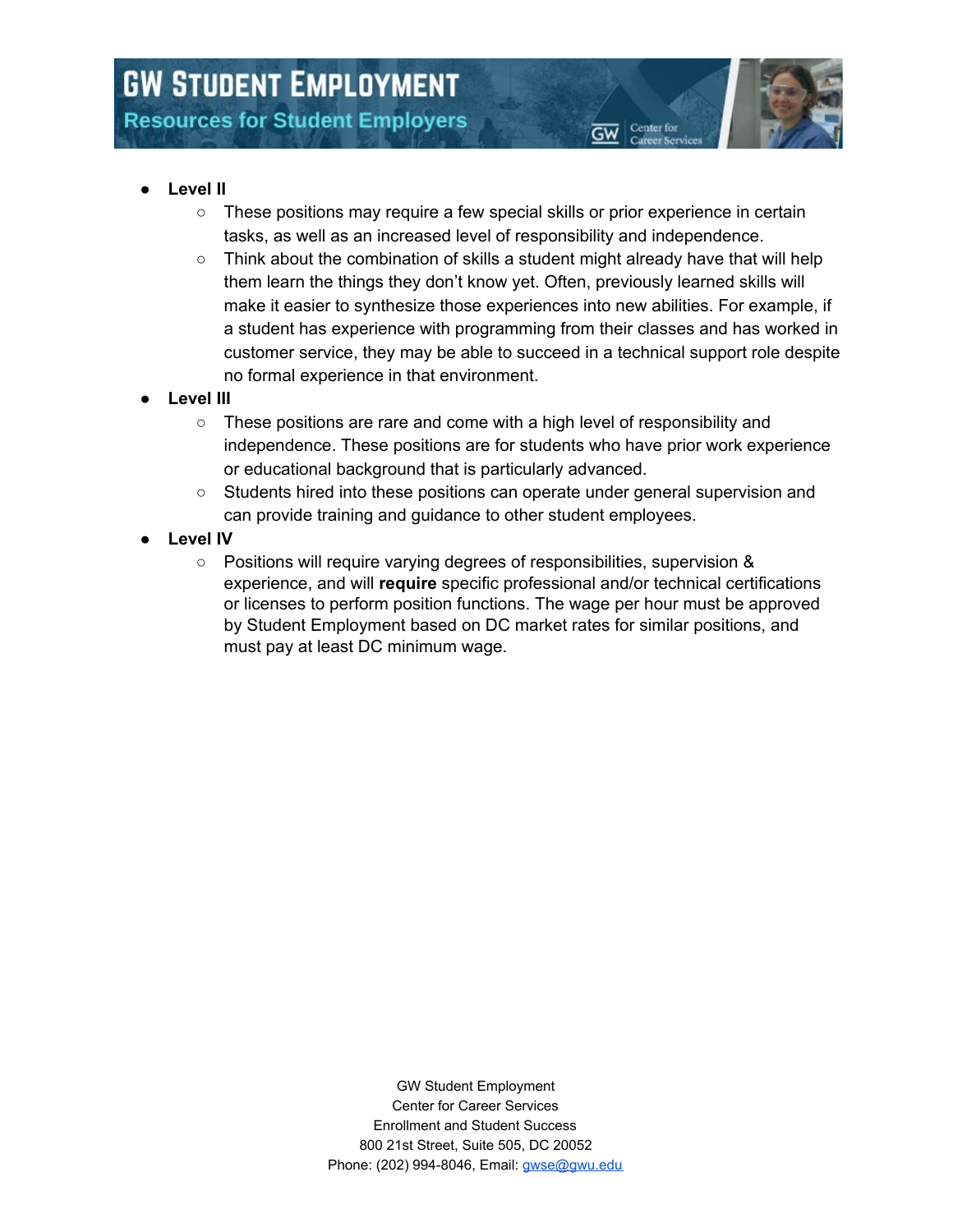- **Level II**
  - These positions may require a few special skills or prior experience in certain tasks, as well as an increased level of responsibility and independence.
  - Think about the combination of skills a student might already have that will help them learn the things they don't know yet. Often, previously learned skills will make it easier to synthesize those experiences into new abilities. For example, if a student has experience with programming from their classes and has worked in customer service, they may be able to succeed in a technical support role despite no formal experience in that environment.
- **Level III**
  - These positions are rare and come with a high level of responsibility and independence. These positions are for students who have prior work experience or educational background that is particularly advanced.
  - Students hired into these positions can operate under general supervision and can provide training and guidance to other student employees.
- **Level IV**
  - Positions will require varying degrees of responsibilities, supervision & experience, and will **require** specific professional and/or technical certifications or licenses to perform position functions. The wage per hour must be approved by Student Employment based on DC market rates for similar positions, and must pay at least DC minimum wage.